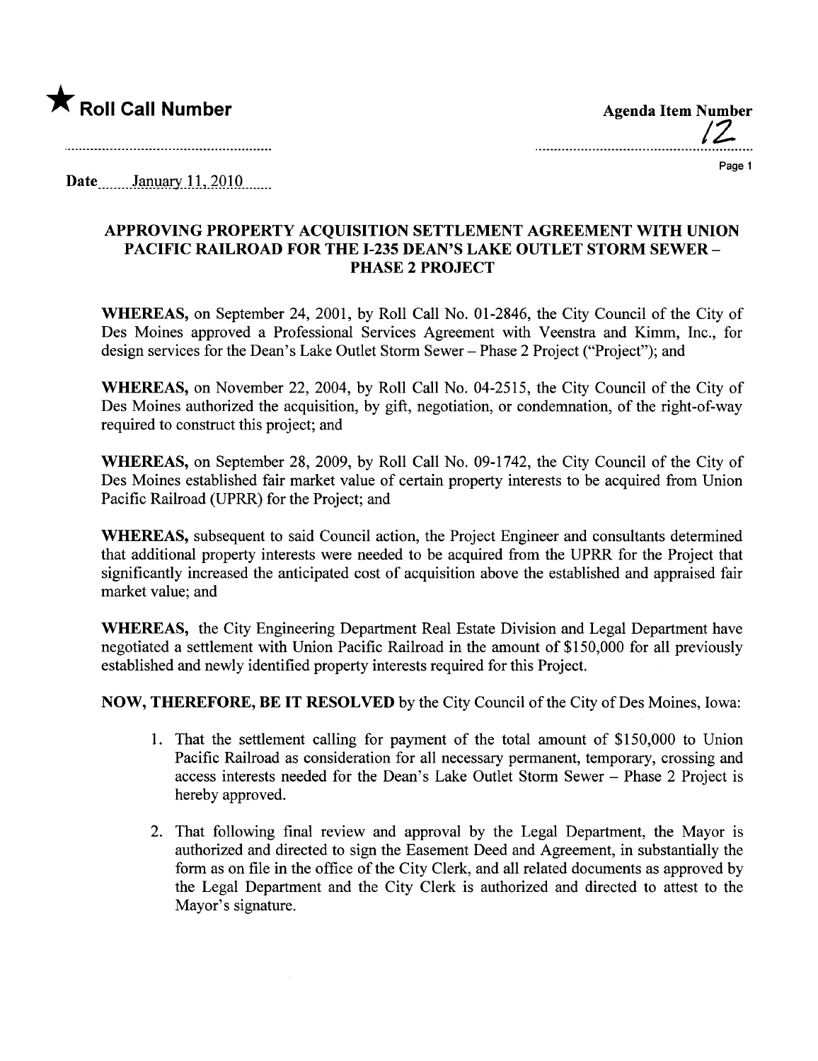★ **Roll Call Number**

**Agenda Item Number**
12

Date January 11, 2010

## APPROVING PROPERTY ACQUISITION SETTLEMENT AGREEMENT WITH UNION PACIFIC RAILROAD FOR THE I-235 DEAN'S LAKE OUTLET STORM SEWER – PHASE 2 PROJECT

**WHEREAS,** on September 24, 2001, by Roll Call No. 01-2846, the City Council of the City of Des Moines approved a Professional Services Agreement with Veenstra and Kimm, Inc., for design services for the Dean's Lake Outlet Storm Sewer – Phase 2 Project ("Project"); and

**WHEREAS,** on November 22, 2004, by Roll Call No. 04-2515, the City Council of the City of Des Moines authorized the acquisition, by gift, negotiation, or condemnation, of the right-of-way required to construct this project; and

**WHEREAS,** on September 28, 2009, by Roll Call No. 09-1742, the City Council of the City of Des Moines established fair market value of certain property interests to be acquired from Union Pacific Railroad (UPRR) for the Project; and

**WHEREAS,** subsequent to said Council action, the Project Engineer and consultants determined that additional property interests were needed to be acquired from the UPRR for the Project that significantly increased the anticipated cost of acquisition above the established and appraised fair market value; and

**WHEREAS,** the City Engineering Department Real Estate Division and Legal Department have negotiated a settlement with Union Pacific Railroad in the amount of $150,000 for all previously established and newly identified property interests required for this Project.

**NOW, THEREFORE, BE IT RESOLVED** by the City Council of the City of Des Moines, Iowa:

1. That the settlement calling for payment of the total amount of $150,000 to Union Pacific Railroad as consideration for all necessary permanent, temporary, crossing and access interests needed for the Dean's Lake Outlet Storm Sewer – Phase 2 Project is hereby approved.

2. That following final review and approval by the Legal Department, the Mayor is authorized and directed to sign the Easement Deed and Agreement, in substantially the form as on file in the office of the City Clerk, and all related documents as approved by the Legal Department and the City Clerk is authorized and directed to attest to the Mayor's signature.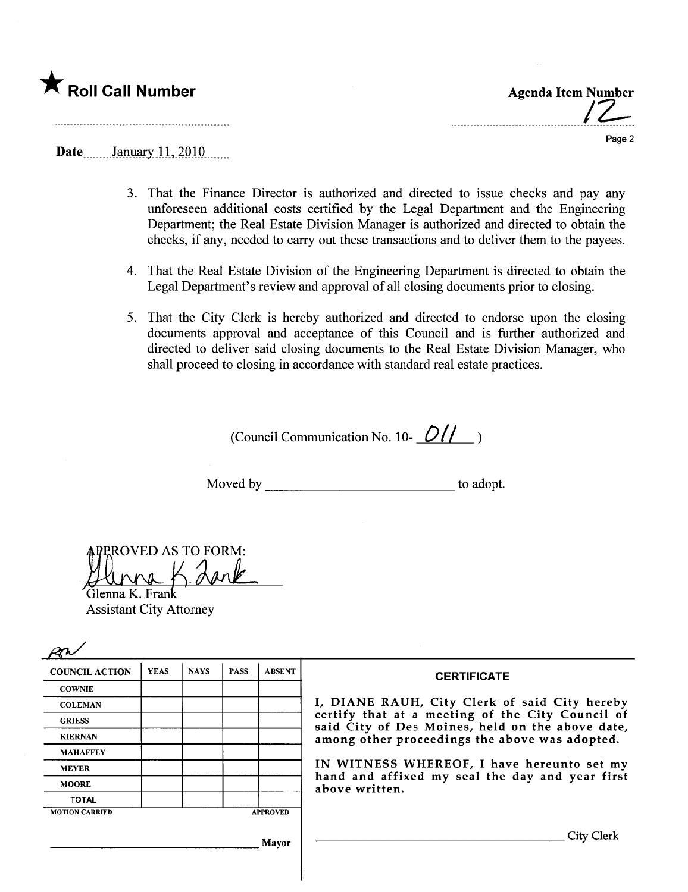★ **Roll Call Number**

**Agenda Item Number**
12

**Date** January 11, 2010

3. That the Finance Director is authorized and directed to issue checks and pay any unforeseen additional costs certified by the Legal Department and the Engineering Department; the Real Estate Division Manager is authorized and directed to obtain the checks, if any, needed to carry out these transactions and to deliver them to the payees.

4. That the Real Estate Division of the Engineering Department is directed to obtain the Legal Department's review and approval of all closing documents prior to closing.

5. That the City Clerk is hereby authorized and directed to endorse upon the closing documents approval and acceptance of this Council and is further authorized and directed to deliver said closing documents to the Real Estate Division Manager, who shall proceed to closing in accordance with standard real estate practices.

(Council Communication No. 10- 011 )

Moved by ____________________________ to adopt.

APPROVED AS TO FORM:

Glenna K. Frank
Assistant City Attorney

| COUNCIL ACTION | YEAS | NAYS | PASS | ABSENT |
|---|---|---|---|---|
| COWNIE | | | | |
| COLEMAN | | | | |
| GRIESS | | | | |
| KIERNAN | | | | |
| MAHAFFEY | | | | |
| MEYER | | | | |
| MOORE | | | | |
| TOTAL | | | | |

MOTION CARRIED APPROVED

______________________________ Mayor

**CERTIFICATE**

I, DIANE RAUH, City Clerk of said City hereby certify that at a meeting of the City Council of said City of Des Moines, held on the above date, among other proceedings the above was adopted.

IN WITNESS WHEREOF, I have hereunto set my hand and affixed my seal the day and year first above written.

______________________________ City Clerk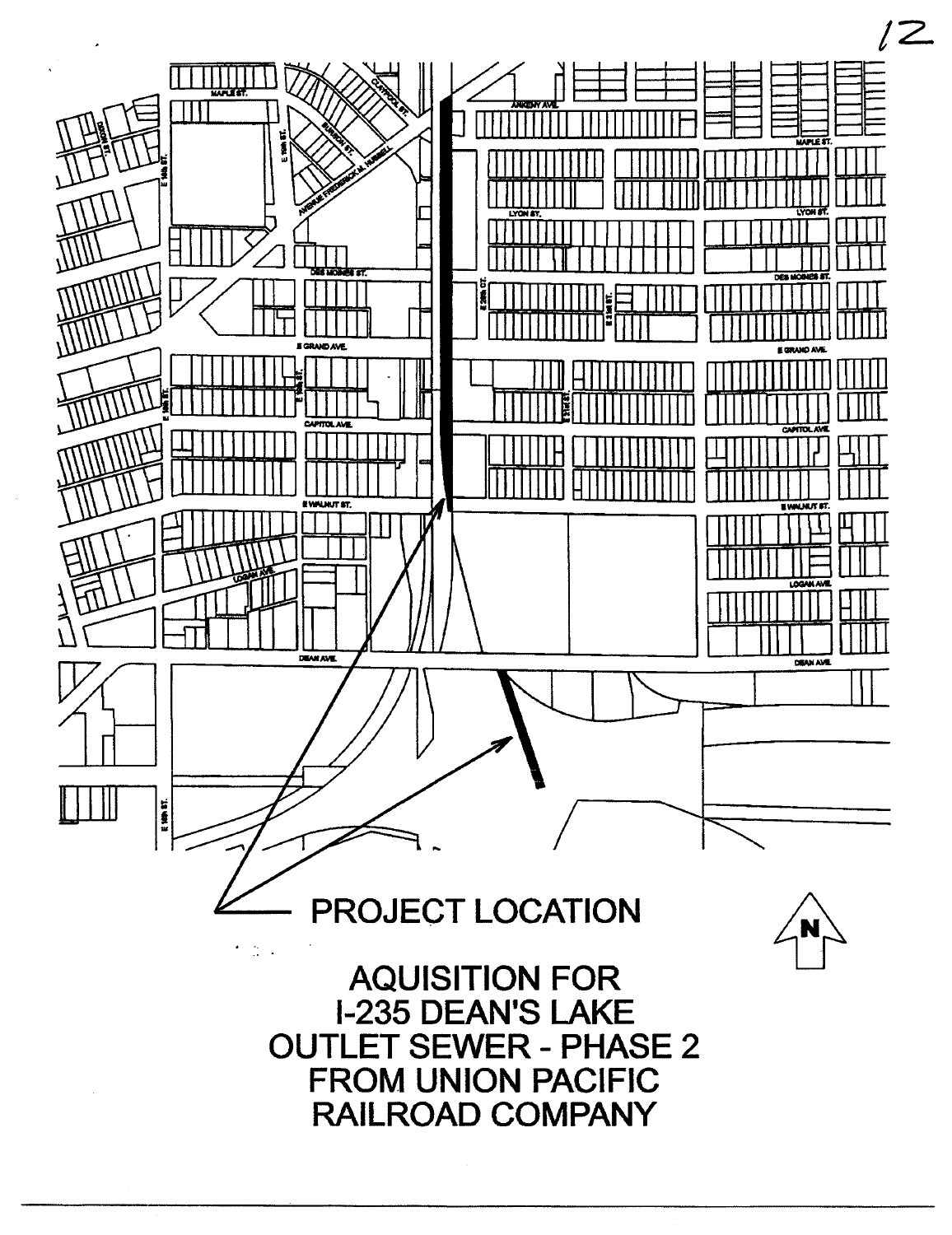PROJECT LOCATION

AQUISITION FOR
I-235 DEAN'S LAKE
OUTLET SEWER - PHASE 2
FROM UNION PACIFIC
RAILROAD COMPANY